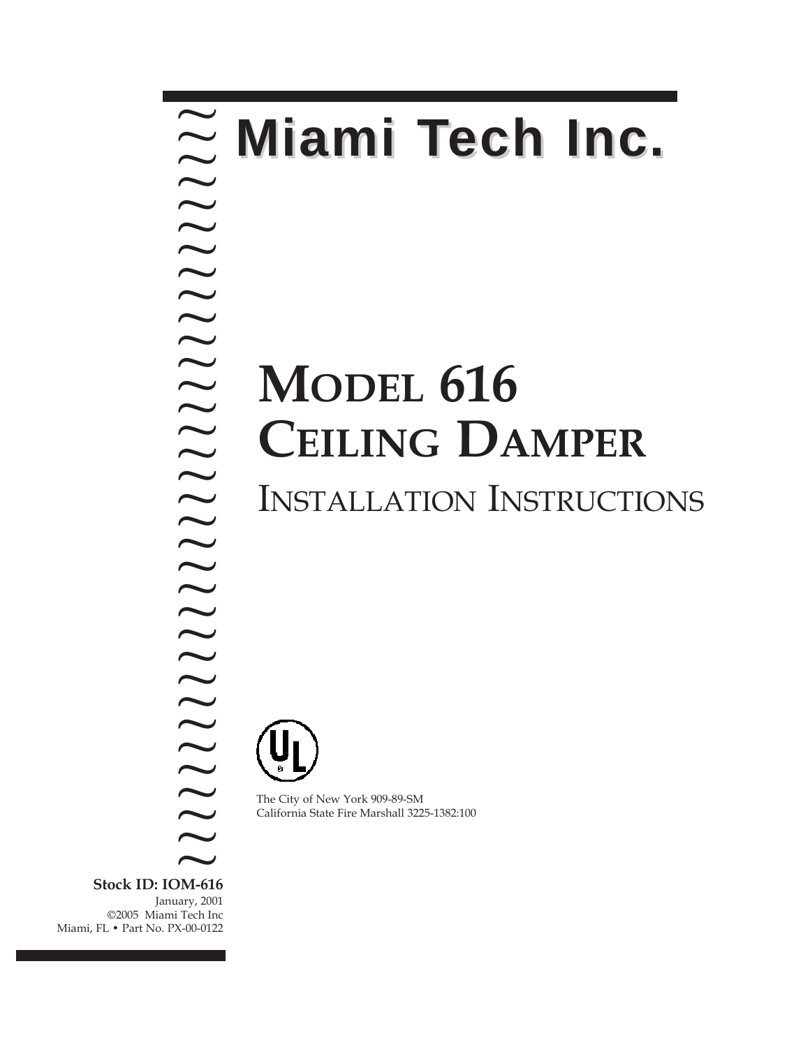# Miami Tech Inc.

# MODEL 616 CEILING DAMPER

## INSTALLATION INSTRUCTIONS

The City of New York 909-89-SM
California State Fire Marshall 3225-1382:100

**Stock ID: IOM-616**
January, 2001
©2005 Miami Tech Inc
Miami, FL • Part No. PX-00-0122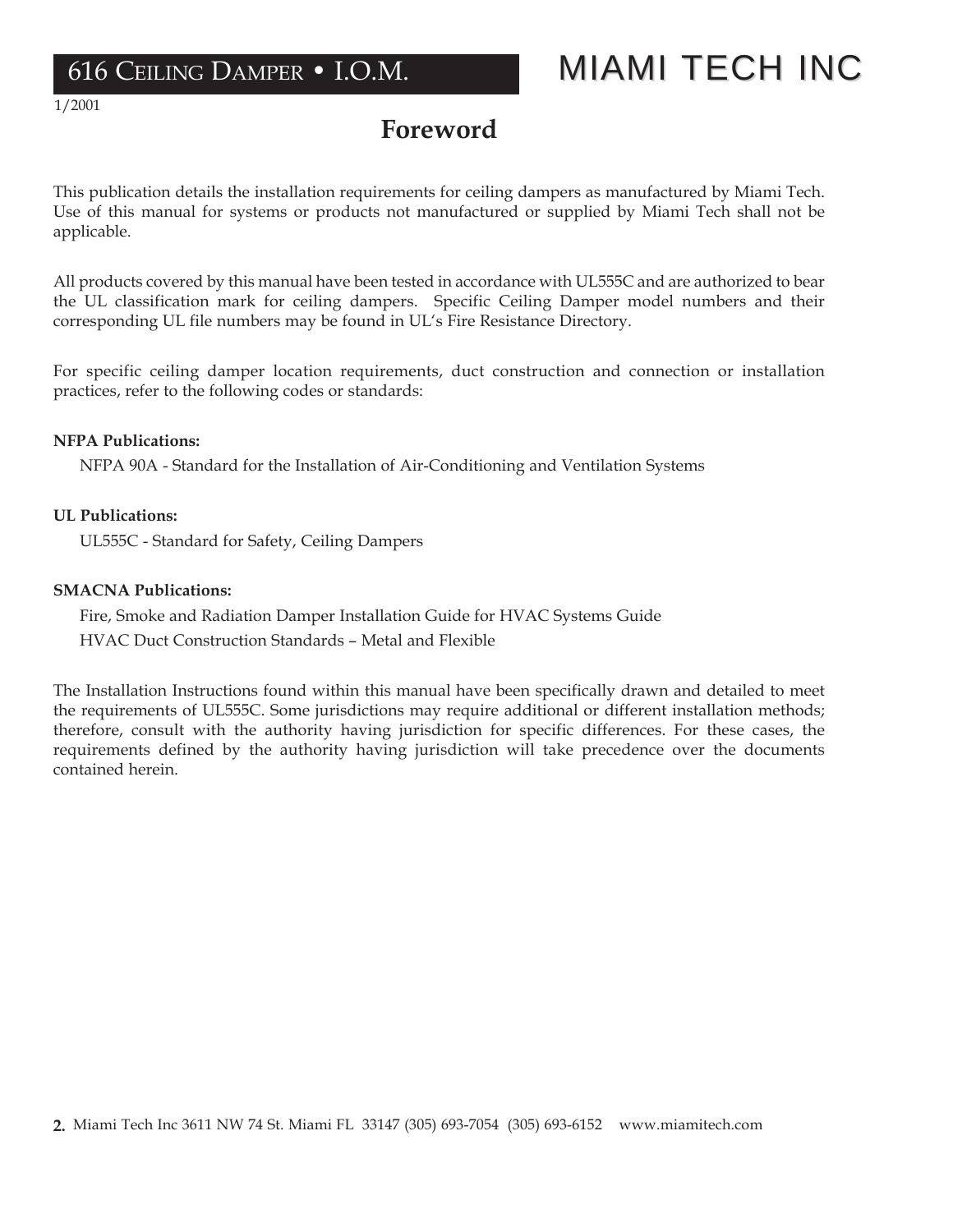# Foreword

This publication details the installation requirements for ceiling dampers as manufactured by Miami Tech. Use of this manual for systems or products not manufactured or supplied by Miami Tech shall not be applicable.

All products covered by this manual have been tested in accordance with UL555C and are authorized to bear the UL classification mark for ceiling dampers. Specific Ceiling Damper model numbers and their corresponding UL file numbers may be found in UL's Fire Resistance Directory.

For specific ceiling damper location requirements, duct construction and connection or installation practices, refer to the following codes or standards:

**NFPA Publications:**

NFPA 90A - Standard for the Installation of Air-Conditioning and Ventilation Systems

**UL Publications:**

UL555C - Standard for Safety, Ceiling Dampers

**SMACNA Publications:**

Fire, Smoke and Radiation Damper Installation Guide for HVAC Systems Guide

HVAC Duct Construction Standards – Metal and Flexible

The Installation Instructions found within this manual have been specifically drawn and detailed to meet the requirements of UL555C. Some jurisdictions may require additional or different installation methods; therefore, consult with the authority having jurisdiction for specific differences. For these cases, the requirements defined by the authority having jurisdiction will take precedence over the documents contained herein.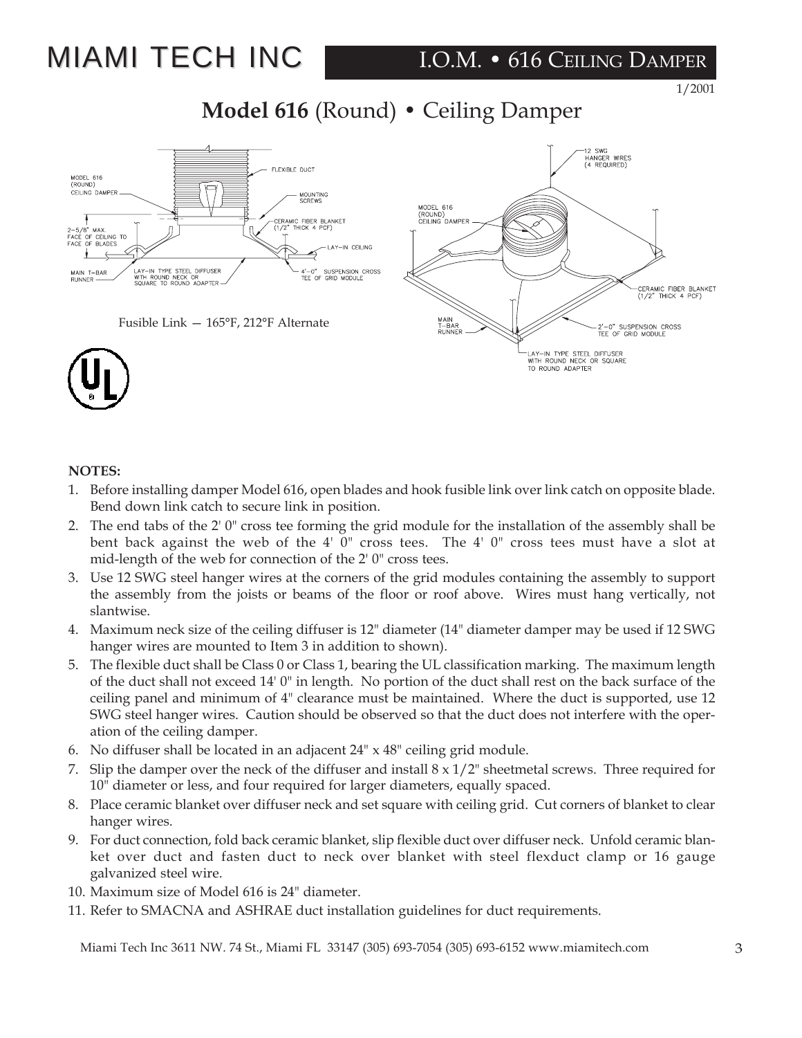MIAMI TECH INC

I.O.M. • 616 CEILING DAMPER

1/2001

# Model 616 (Round) • Ceiling Damper

Fusible Link — 165°F, 212°F Alternate

**NOTES:**

1. Before installing damper Model 616, open blades and hook fusible link over link catch on opposite blade. Bend down link catch to secure link in position.
2. The end tabs of the 2' 0" cross tee forming the grid module for the installation of the assembly shall be bent back against the web of the 4' 0" cross tees. The 4' 0" cross tees must have a slot at mid-length of the web for connection of the 2' 0" cross tees.
3. Use 12 SWG steel hanger wires at the corners of the grid modules containing the assembly to support the assembly from the joists or beams of the floor or roof above. Wires must hang vertically, not slantwise.
4. Maximum neck size of the ceiling diffuser is 12" diameter (14" diameter damper may be used if 12 SWG hanger wires are mounted to Item 3 in addition to shown).
5. The flexible duct shall be Class 0 or Class 1, bearing the UL classification marking. The maximum length of the duct shall not exceed 14' 0" in length. No portion of the duct shall rest on the back surface of the ceiling panel and minimum of 4" clearance must be maintained. Where the duct is supported, use 12 SWG steel hanger wires. Caution should be observed so that the duct does not interfere with the operation of the ceiling damper.
6. No diffuser shall be located in an adjacent 24" x 48" ceiling grid module.
7. Slip the damper over the neck of the diffuser and install 8 x 1/2" sheetmetal screws. Three required for 10" diameter or less, and four required for larger diameters, equally spaced.
8. Place ceramic blanket over diffuser neck and set square with ceiling grid. Cut corners of blanket to clear hanger wires.
9. For duct connection, fold back ceramic blanket, slip flexible duct over diffuser neck. Unfold ceramic blanket over duct and fasten duct to neck over blanket with steel flexduct clamp or 16 gauge galvanized steel wire.
10. Maximum size of Model 616 is 24" diameter.
11. Refer to SMACNA and ASHRAE duct installation guidelines for duct requirements.

Miami Tech Inc 3611 NW. 74 St., Miami FL 33147 (305) 693-7054 (305) 693-6152 www.miamitech.com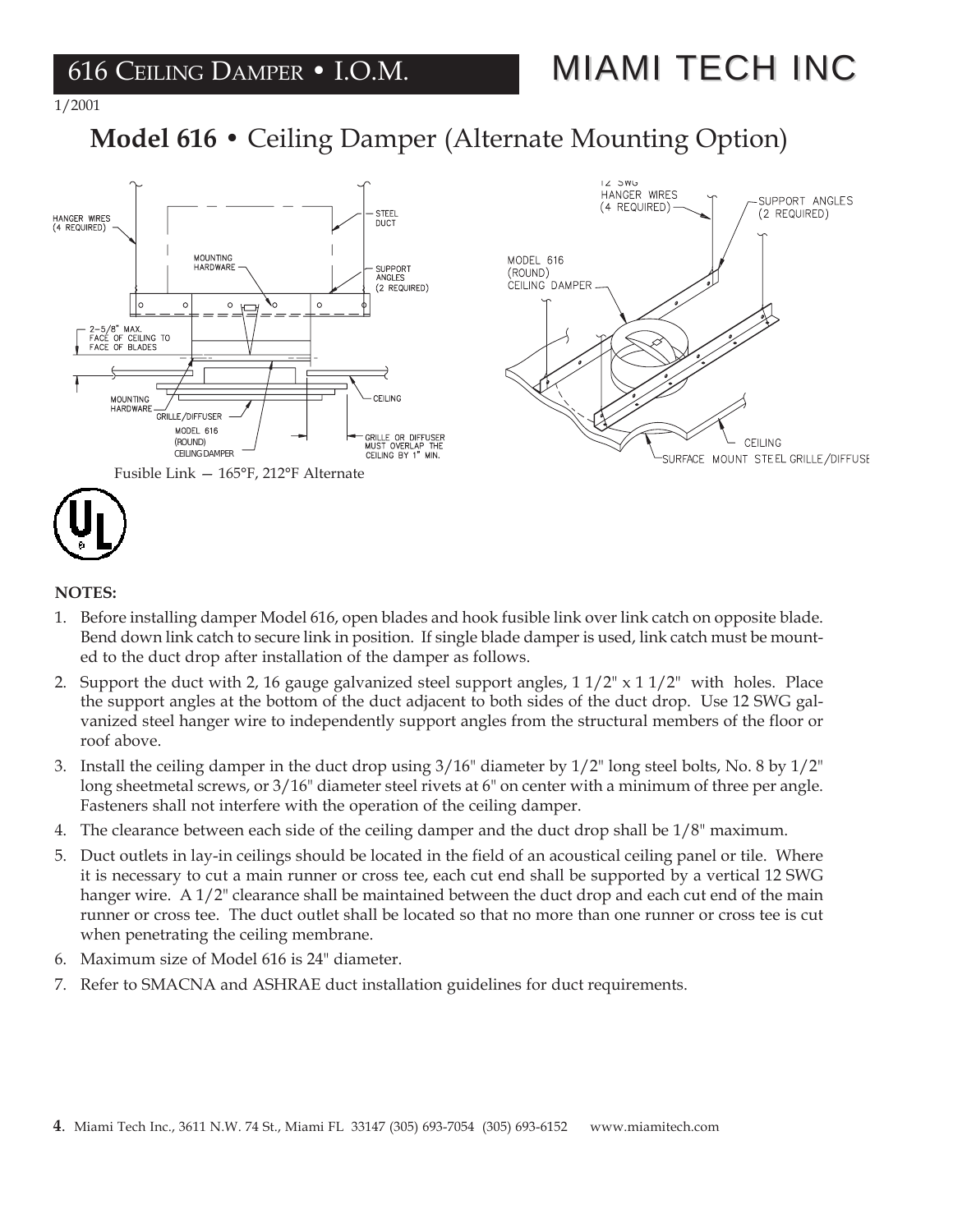# Model 616 • Ceiling Damper (Alternate Mounting Option)

HANGER WIRES (4 REQUIRED)

STEEL DUCT

MOUNTING HARDWARE

SUPPORT ANGLES (2 REQUIRED)

2-5/8" MAX. FACE OF CEILING TO FACE OF BLADES

CEILING

MOUNTING HARDWARE

GRILLE/DIFFUSER

MODEL 616 (ROUND) CEILING DAMPER

GRILLE OR DIFFUSER MUST OVERLAP THE CEILING BY 1" MIN.

12 SWG HANGER WIRES (4 REQUIRED)

SUPPORT ANGLES (2 REQUIRED)

MODEL 616 (ROUND) CEILING DAMPER

CEILING

SURFACE MOUNT STEEL GRILLE/DIFFUSE

Fusible Link — 165°F, 212°F Alternate

**NOTES:**

1. Before installing damper Model 616, open blades and hook fusible link over link catch on opposite blade. Bend down link catch to secure link in position. If single blade damper is used, link catch must be mounted to the duct drop after installation of the damper as follows.
2. Support the duct with 2, 16 gauge galvanized steel support angles, 1 1/2" x 1 1/2" with holes. Place the support angles at the bottom of the duct adjacent to both sides of the duct drop. Use 12 SWG galvanized steel hanger wire to independently support angles from the structural members of the floor or roof above.
3. Install the ceiling damper in the duct drop using 3/16" diameter by 1/2" long steel bolts, No. 8 by 1/2" long sheetmetal screws, or 3/16" diameter steel rivets at 6" on center with a minimum of three per angle. Fasteners shall not interfere with the operation of the ceiling damper.
4. The clearance between each side of the ceiling damper and the duct drop shall be 1/8" maximum.
5. Duct outlets in lay-in ceilings should be located in the field of an acoustical ceiling panel or tile. Where it is necessary to cut a main runner or cross tee, each cut end shall be supported by a vertical 12 SWG hanger wire. A 1/2" clearance shall be maintained between the duct drop and each cut end of the main runner or cross tee. The duct outlet shall be located so that no more than one runner or cross tee is cut when penetrating the ceiling membrane.
6. Maximum size of Model 616 is 24" diameter.
7. Refer to SMACNA and ASHRAE duct installation guidelines for duct requirements.

Miami Tech Inc., 3611 N.W. 74 St., Miami FL 33147 (305) 693-7054 (305) 693-6152 www.miamitech.com